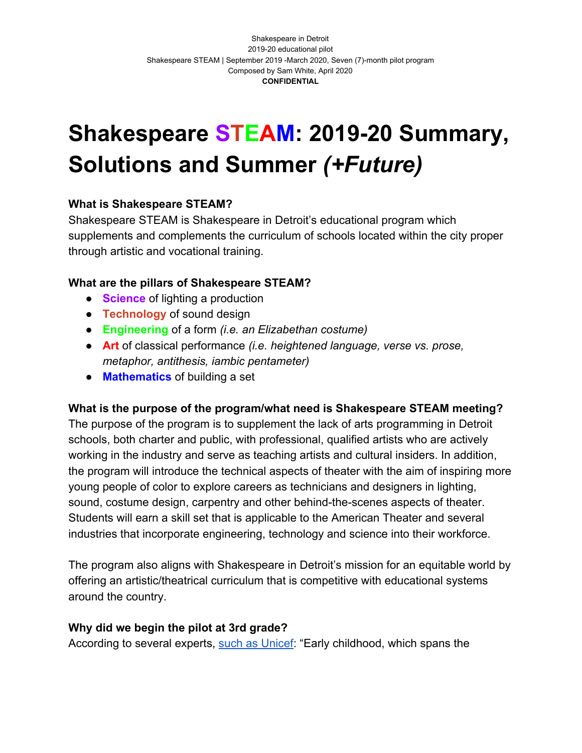Shakespeare in Detroit
2019-20 educational pilot
Shakespeare STEAM | September 2019 -March 2020, Seven (7)-month pilot program
Composed by Sam White, April 2020
**CONFIDENTIAL**

# Shakespeare STEAM: 2019-20 Summary, Solutions and Summer *(+Future)*

**What is Shakespeare STEAM?**
Shakespeare STEAM is Shakespeare in Detroit's educational program which supplements and complements the curriculum of schools located within the city proper through artistic and vocational training.

**What are the pillars of Shakespeare STEAM?**

- **Science** of lighting a production
- **Technology** of sound design
- **Engineering** of a form *(i.e. an Elizabethan costume)*
- **Art** of classical performance *(i.e. heightened language, verse vs. prose, metaphor, antithesis, iambic pentameter)*
- **Mathematics** of building a set

**What is the purpose of the program/what need is Shakespeare STEAM meeting?**
The purpose of the program is to supplement the lack of arts programming in Detroit schools, both charter and public, with professional, qualified artists who are actively working in the industry and serve as teaching artists and cultural insiders. In addition, the program will introduce the technical aspects of theater with the aim of inspiring more young people of color to explore careers as technicians and designers in lighting, sound, costume design, carpentry and other behind-the-scenes aspects of theater. Students will earn a skill set that is applicable to the American Theater and several industries that incorporate engineering, technology and science into their workforce.

The program also aligns with Shakespeare in Detroit's mission for an equitable world by offering an artistic/theatrical curriculum that is competitive with educational systems around the country.

**Why did we begin the pilot at 3rd grade?**
According to several experts, [such as Unicef](): "Early childhood, which spans the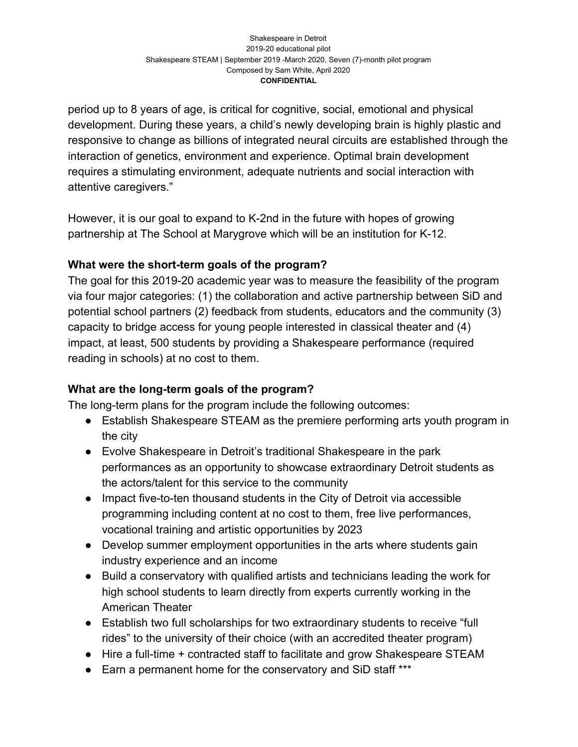period up to 8 years of age, is critical for cognitive, social, emotional and physical development. During these years, a child's newly developing brain is highly plastic and responsive to change as billions of integrated neural circuits are established through the interaction of genetics, environment and experience. Optimal brain development requires a stimulating environment, adequate nutrients and social interaction with attentive caregivers."

However, it is our goal to expand to K-2nd in the future with hopes of growing partnership at The School at Marygrove which will be an institution for K-12.

**What were the short-term goals of the program?**

The goal for this 2019-20 academic year was to measure the feasibility of the program via four major categories: (1) the collaboration and active partnership between SiD and potential school partners (2) feedback from students, educators and the community (3) capacity to bridge access for young people interested in classical theater and (4) impact, at least, 500 students by providing a Shakespeare performance (required reading in schools) at no cost to them.

**What are the long-term goals of the program?**

The long-term plans for the program include the following outcomes:

- Establish Shakespeare STEAM as the premiere performing arts youth program in the city
- Evolve Shakespeare in Detroit's traditional Shakespeare in the park performances as an opportunity to showcase extraordinary Detroit students as the actors/talent for this service to the community
- Impact five-to-ten thousand students in the City of Detroit via accessible programming including content at no cost to them, free live performances, vocational training and artistic opportunities by 2023
- Develop summer employment opportunities in the arts where students gain industry experience and an income
- Build a conservatory with qualified artists and technicians leading the work for high school students to learn directly from experts currently working in the American Theater
- Establish two full scholarships for two extraordinary students to receive "full rides" to the university of their choice (with an accredited theater program)
- Hire a full-time + contracted staff to facilitate and grow Shakespeare STEAM
- Earn a permanent home for the conservatory and SiD staff ***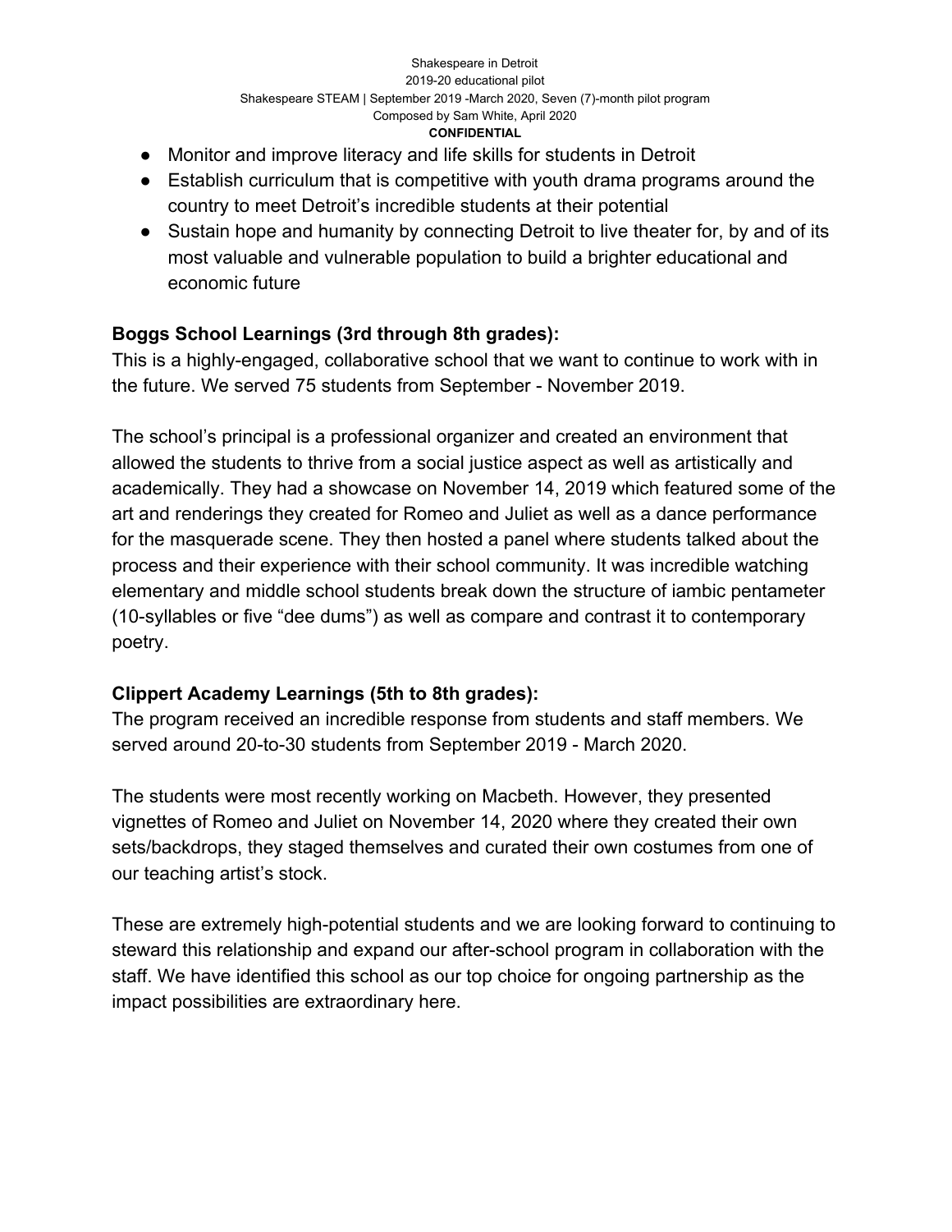- Monitor and improve literacy and life skills for students in Detroit
- Establish curriculum that is competitive with youth drama programs around the country to meet Detroit's incredible students at their potential
- Sustain hope and humanity by connecting Detroit to live theater for, by and of its most valuable and vulnerable population to build a brighter educational and economic future

**Boggs School Learnings (3rd through 8th grades):**

This is a highly-engaged, collaborative school that we want to continue to work with in the future. We served 75 students from September - November 2019.

The school's principal is a professional organizer and created an environment that allowed the students to thrive from a social justice aspect as well as artistically and academically. They had a showcase on November 14, 2019 which featured some of the art and renderings they created for Romeo and Juliet as well as a dance performance for the masquerade scene. They then hosted a panel where students talked about the process and their experience with their school community. It was incredible watching elementary and middle school students break down the structure of iambic pentameter (10-syllables or five "dee dums") as well as compare and contrast it to contemporary poetry.

**Clippert Academy Learnings (5th to 8th grades):**

The program received an incredible response from students and staff members. We served around 20-to-30 students from September 2019 - March 2020.

The students were most recently working on Macbeth. However, they presented vignettes of Romeo and Juliet on November 14, 2020 where they created their own sets/backdrops, they staged themselves and curated their own costumes from one of our teaching artist's stock.

These are extremely high-potential students and we are looking forward to continuing to steward this relationship and expand our after-school program in collaboration with the staff. We have identified this school as our top choice for ongoing partnership as the impact possibilities are extraordinary here.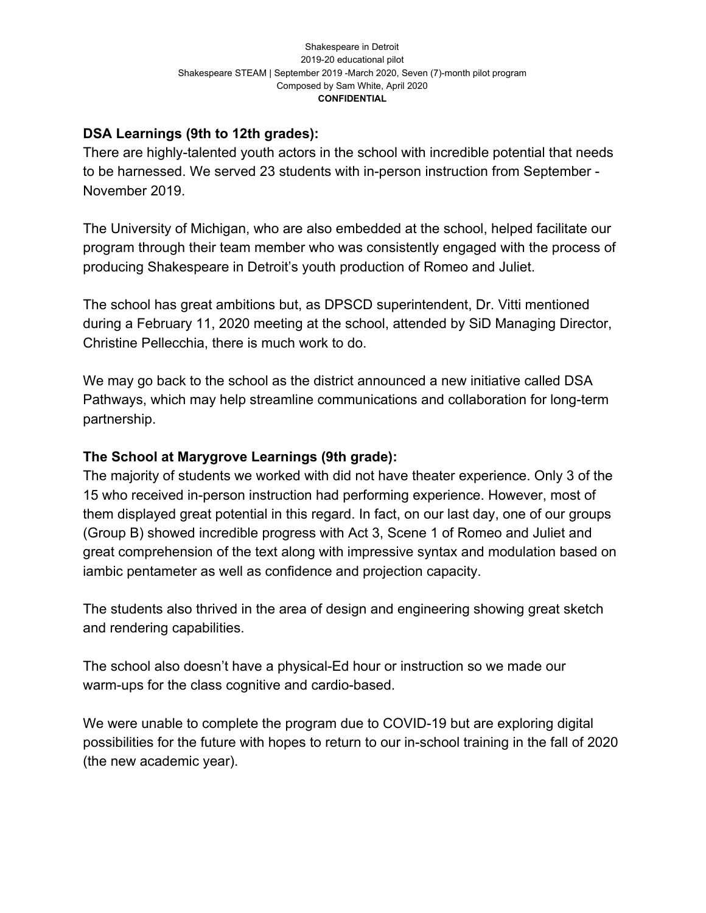**DSA Learnings (9th to 12th grades):**
There are highly-talented youth actors in the school with incredible potential that needs to be harnessed. We served 23 students with in-person instruction from September - November 2019.

The University of Michigan, who are also embedded at the school, helped facilitate our program through their team member who was consistently engaged with the process of producing Shakespeare in Detroit's youth production of Romeo and Juliet.

The school has great ambitions but, as DPSCD superintendent, Dr. Vitti mentioned during a February 11, 2020 meeting at the school, attended by SiD Managing Director, Christine Pellecchia, there is much work to do.

We may go back to the school as the district announced a new initiative called DSA Pathways, which may help streamline communications and collaboration for long-term partnership.

**The School at Marygrove Learnings (9th grade):**
The majority of students we worked with did not have theater experience. Only 3 of the 15 who received in-person instruction had performing experience. However, most of them displayed great potential in this regard. In fact, on our last day, one of our groups (Group B) showed incredible progress with Act 3, Scene 1 of Romeo and Juliet and great comprehension of the text along with impressive syntax and modulation based on iambic pentameter as well as confidence and projection capacity.

The students also thrived in the area of design and engineering showing great sketch and rendering capabilities.

The school also doesn't have a physical-Ed hour or instruction so we made our warm-ups for the class cognitive and cardio-based.

We were unable to complete the program due to COVID-19 but are exploring digital possibilities for the future with hopes to return to our in-school training in the fall of 2020 (the new academic year).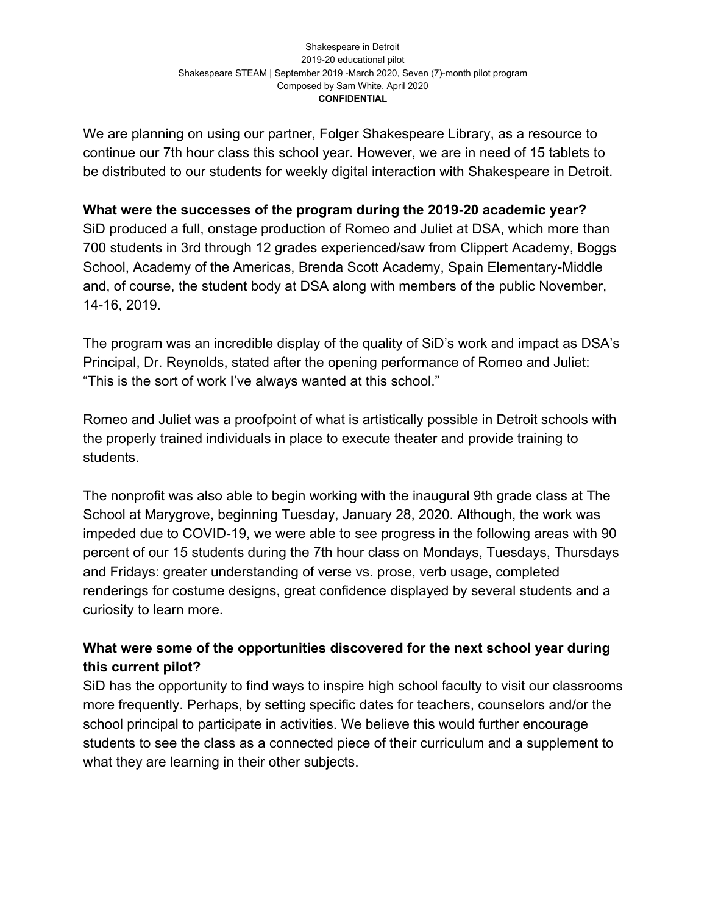We are planning on using our partner, Folger Shakespeare Library, as a resource to continue our 7th hour class this school year. However, we are in need of 15 tablets to be distributed to our students for weekly digital interaction with Shakespeare in Detroit.

**What were the successes of the program during the 2019-20 academic year?**
SiD produced a full, onstage production of Romeo and Juliet at DSA, which more than 700 students in 3rd through 12 grades experienced/saw from Clippert Academy, Boggs School, Academy of the Americas, Brenda Scott Academy, Spain Elementary-Middle and, of course, the student body at DSA along with members of the public November, 14-16, 2019.

The program was an incredible display of the quality of SiD's work and impact as DSA's Principal, Dr. Reynolds, stated after the opening performance of Romeo and Juliet: "This is the sort of work I've always wanted at this school."

Romeo and Juliet was a proofpoint of what is artistically possible in Detroit schools with the properly trained individuals in place to execute theater and provide training to students.

The nonprofit was also able to begin working with the inaugural 9th grade class at The School at Marygrove, beginning Tuesday, January 28, 2020. Although, the work was impeded due to COVID-19, we were able to see progress in the following areas with 90 percent of our 15 students during the 7th hour class on Mondays, Tuesdays, Thursdays and Fridays: greater understanding of verse vs. prose, verb usage, completed renderings for costume designs, great confidence displayed by several students and a curiosity to learn more.

**What were some of the opportunities discovered for the next school year during this current pilot?**
SiD has the opportunity to find ways to inspire high school faculty to visit our classrooms more frequently. Perhaps, by setting specific dates for teachers, counselors and/or the school principal to participate in activities. We believe this would further encourage students to see the class as a connected piece of their curriculum and a supplement to what they are learning in their other subjects.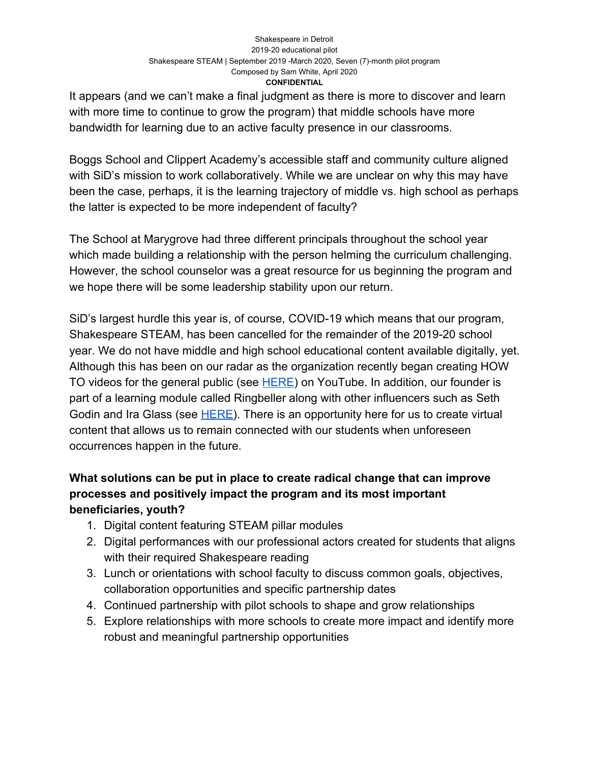It appears (and we can't make a final judgment as there is more to discover and learn with more time to continue to grow the program) that middle schools have more bandwidth for learning due to an active faculty presence in our classrooms.

Boggs School and Clippert Academy's accessible staff and community culture aligned with SiD's mission to work collaboratively. While we are unclear on why this may have been the case, perhaps, it is the learning trajectory of middle vs. high school as perhaps the latter is expected to be more independent of faculty?

The School at Marygrove had three different principals throughout the school year which made building a relationship with the person helming the curriculum challenging. However, the school counselor was a great resource for us beginning the program and we hope there will be some leadership stability upon our return.

SiD's largest hurdle this year is, of course, COVID-19 which means that our program, Shakespeare STEAM, has been cancelled for the remainder of the 2019-20 school year. We do not have middle and high school educational content available digitally, yet. Although this has been on our radar as the organization recently began creating HOW TO videos for the general public (see HERE) on YouTube. In addition, our founder is part of a learning module called Ringbeller along with other influencers such as Seth Godin and Ira Glass (see HERE). There is an opportunity here for us to create virtual content that allows us to remain connected with our students when unforeseen occurrences happen in the future.

**What solutions can be put in place to create radical change that can improve processes and positively impact the program and its most important beneficiaries, youth?**

1. Digital content featuring STEAM pillar modules
2. Digital performances with our professional actors created for students that aligns with their required Shakespeare reading
3. Lunch or orientations with school faculty to discuss common goals, objectives, collaboration opportunities and specific partnership dates
4. Continued partnership with pilot schools to shape and grow relationships
5. Explore relationships with more schools to create more impact and identify more robust and meaningful partnership opportunities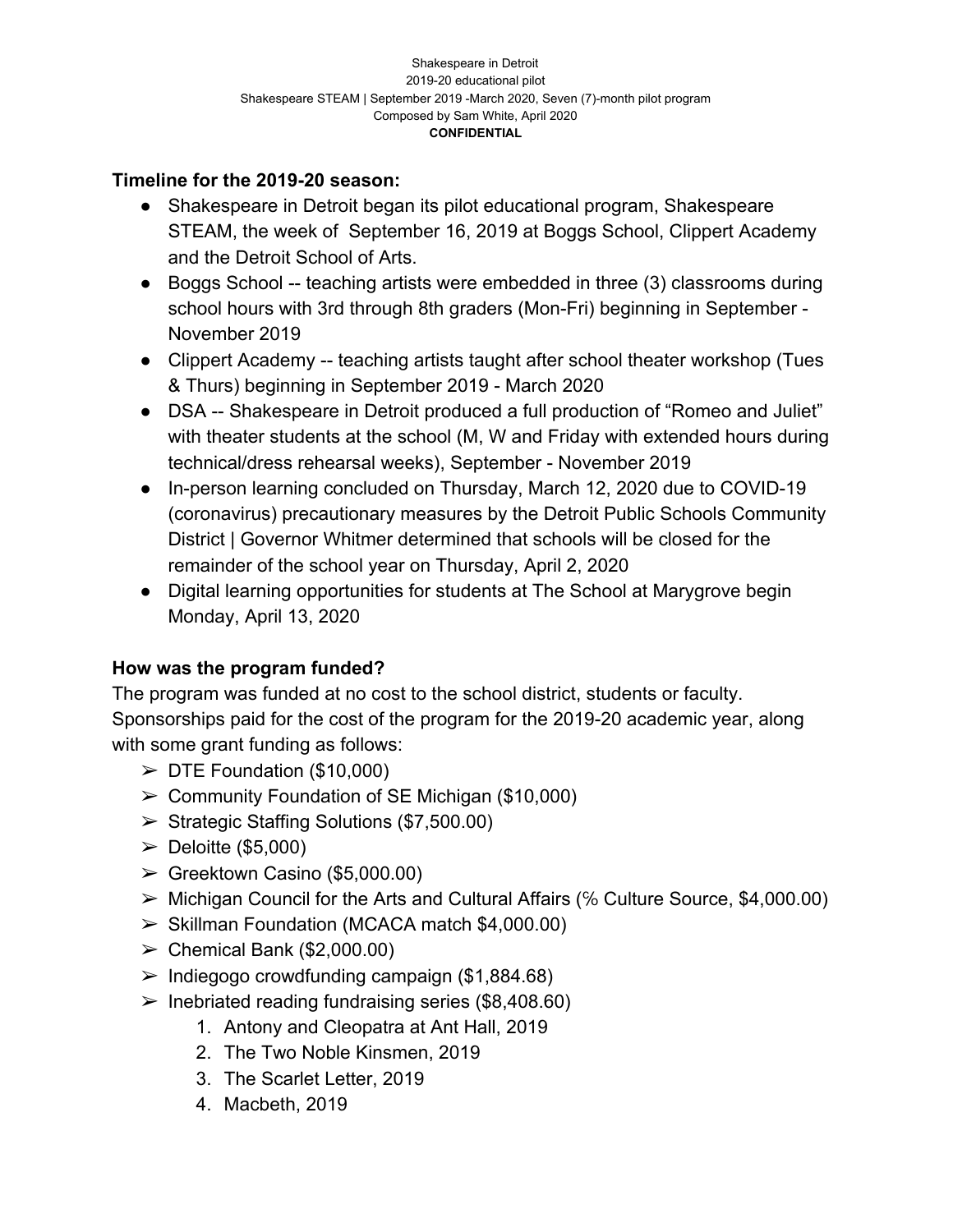Shakespeare in Detroit
2019-20 educational pilot
Shakespeare STEAM | September 2019 -March 2020, Seven (7)-month pilot program
Composed by Sam White, April 2020
**CONFIDENTIAL**

**Timeline for the 2019-20 season:**

- Shakespeare in Detroit began its pilot educational program, Shakespeare STEAM, the week of September 16, 2019 at Boggs School, Clippert Academy and the Detroit School of Arts.
- Boggs School -- teaching artists were embedded in three (3) classrooms during school hours with 3rd through 8th graders (Mon-Fri) beginning in September - November 2019
- Clippert Academy -- teaching artists taught after school theater workshop (Tues & Thurs) beginning in September 2019 - March 2020
- DSA -- Shakespeare in Detroit produced a full production of "Romeo and Juliet" with theater students at the school (M, W and Friday with extended hours during technical/dress rehearsal weeks), September - November 2019
- In-person learning concluded on Thursday, March 12, 2020 due to COVID-19 (coronavirus) precautionary measures by the Detroit Public Schools Community District | Governor Whitmer determined that schools will be closed for the remainder of the school year on Thursday, April 2, 2020
- Digital learning opportunities for students at The School at Marygrove begin Monday, April 13, 2020

**How was the program funded?**

The program was funded at no cost to the school district, students or faculty. Sponsorships paid for the cost of the program for the 2019-20 academic year, along with some grant funding as follows:

- ➢ DTE Foundation ($10,000)
- ➢ Community Foundation of SE Michigan ($10,000)
- ➢ Strategic Staffing Solutions ($7,500.00)
- ➢ Deloitte ($5,000)
- ➢ Greektown Casino ($5,000.00)
- ➢ Michigan Council for the Arts and Cultural Affairs (% Culture Source, $4,000.00)
- ➢ Skillman Foundation (MCACA match $4,000.00)
- ➢ Chemical Bank ($2,000.00)
- ➢ Indiegogo crowdfunding campaign ($1,884.68)
- ➢ Inebriated reading fundraising series ($8,408.60)
    1. Antony and Cleopatra at Ant Hall, 2019
    2. The Two Noble Kinsmen, 2019
    3. The Scarlet Letter, 2019
    4. Macbeth, 2019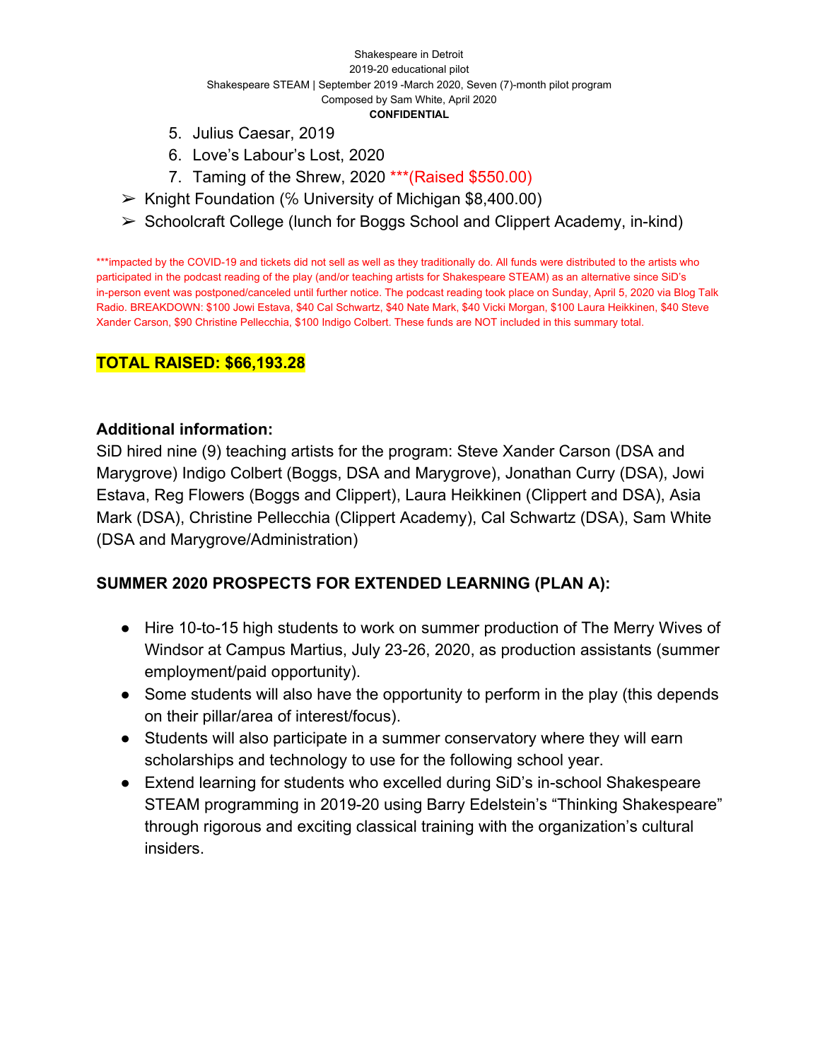5. Julius Caesar, 2019
6. Love's Labour's Lost, 2020
7. Taming of the Shrew, 2020 ***(Raised $550.00)

- ➢ Knight Foundation (% University of Michigan $8,400.00)
- ➢ Schoolcraft College (lunch for Boggs School and Clippert Academy, in-kind)

***impacted by the COVID-19 and tickets did not sell as well as they traditionally do. All funds were distributed to the artists who participated in the podcast reading of the play (and/or teaching artists for Shakespeare STEAM) as an alternative since SiD's in-person event was postponed/canceled until further notice. The podcast reading took place on Sunday, April 5, 2020 via Blog Talk Radio. BREAKDOWN: $100 Jowi Estava, $40 Cal Schwartz, $40 Nate Mark, $40 Vicki Morgan, $100 Laura Heikkinen, $40 Steve Xander Carson, $90 Christine Pellecchia, $100 Indigo Colbert. These funds are NOT included in this summary total.

**TOTAL RAISED: $66,193.28**

**Additional information:**

SiD hired nine (9) teaching artists for the program: Steve Xander Carson (DSA and Marygrove) Indigo Colbert (Boggs, DSA and Marygrove), Jonathan Curry (DSA), Jowi Estava, Reg Flowers (Boggs and Clippert), Laura Heikkinen (Clippert and DSA), Asia Mark (DSA), Christine Pellecchia (Clippert Academy), Cal Schwartz (DSA), Sam White (DSA and Marygrove/Administration)

**SUMMER 2020 PROSPECTS FOR EXTENDED LEARNING (PLAN A):**

- Hire 10-to-15 high students to work on summer production of The Merry Wives of Windsor at Campus Martius, July 23-26, 2020, as production assistants (summer employment/paid opportunity).
- Some students will also have the opportunity to perform in the play (this depends on their pillar/area of interest/focus).
- Students will also participate in a summer conservatory where they will earn scholarships and technology to use for the following school year.
- Extend learning for students who excelled during SiD's in-school Shakespeare STEAM programming in 2019-20 using Barry Edelstein's "Thinking Shakespeare" through rigorous and exciting classical training with the organization's cultural insiders.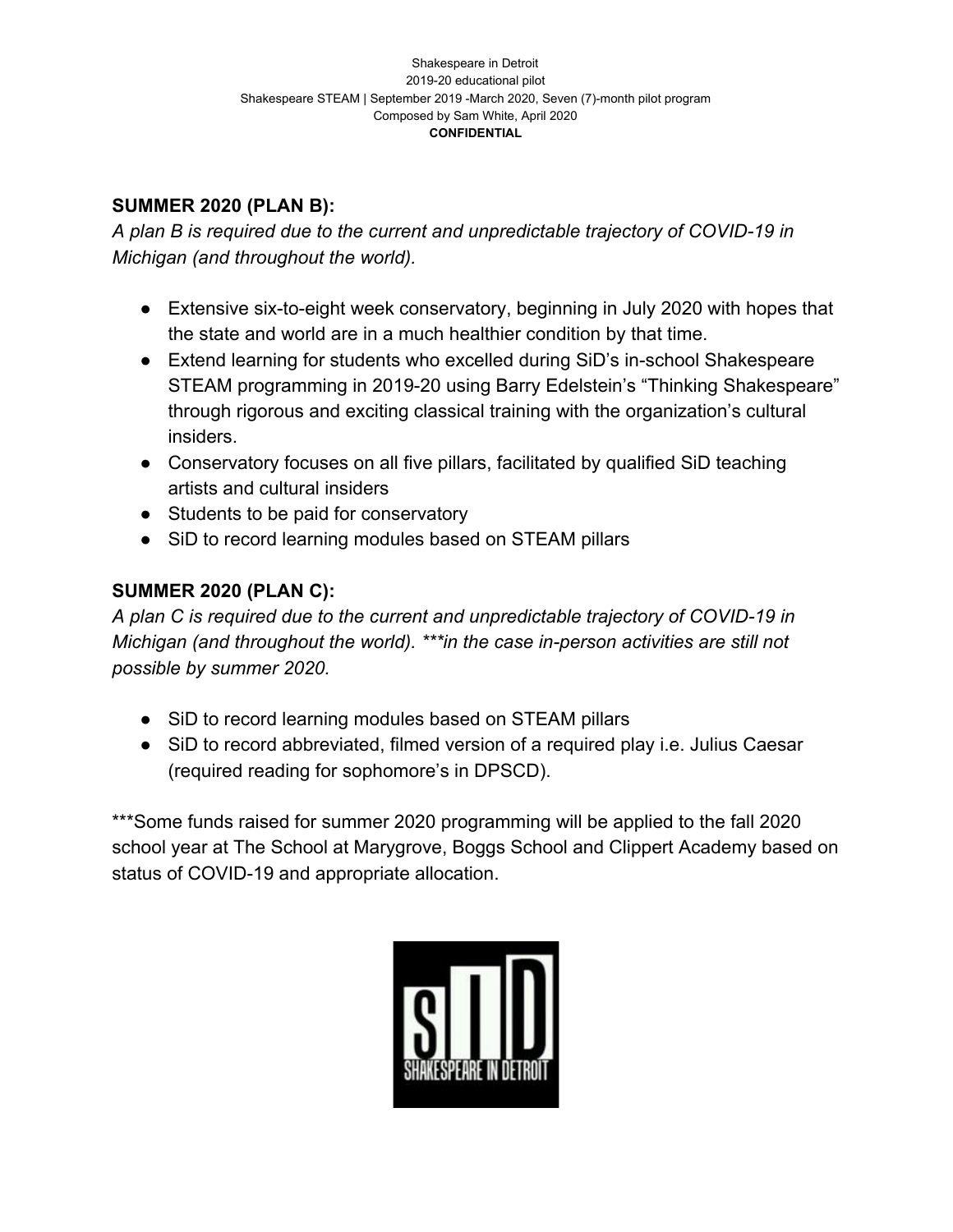## SUMMER 2020 (PLAN B):

*A plan B is required due to the current and unpredictable trajectory of COVID-19 in Michigan (and throughout the world).*

- Extensive six-to-eight week conservatory, beginning in July 2020 with hopes that the state and world are in a much healthier condition by that time.
- Extend learning for students who excelled during SiD's in-school Shakespeare STEAM programming in 2019-20 using Barry Edelstein's "Thinking Shakespeare" through rigorous and exciting classical training with the organization's cultural insiders.
- Conservatory focuses on all five pillars, facilitated by qualified SiD teaching artists and cultural insiders
- Students to be paid for conservatory
- SiD to record learning modules based on STEAM pillars

## SUMMER 2020 (PLAN C):

*A plan C is required due to the current and unpredictable trajectory of COVID-19 in Michigan (and throughout the world). ***in the case in-person activities are still not possible by summer 2020.*

- SiD to record learning modules based on STEAM pillars
- SiD to record abbreviated, filmed version of a required play i.e. Julius Caesar (required reading for sophomore's in DPSCD).

***Some funds raised for summer 2020 programming will be applied to the fall 2020 school year at The School at Marygrove, Boggs School and Clippert Academy based on status of COVID-19 and appropriate allocation.

SiD
SHAKESPEARE IN DETROIT